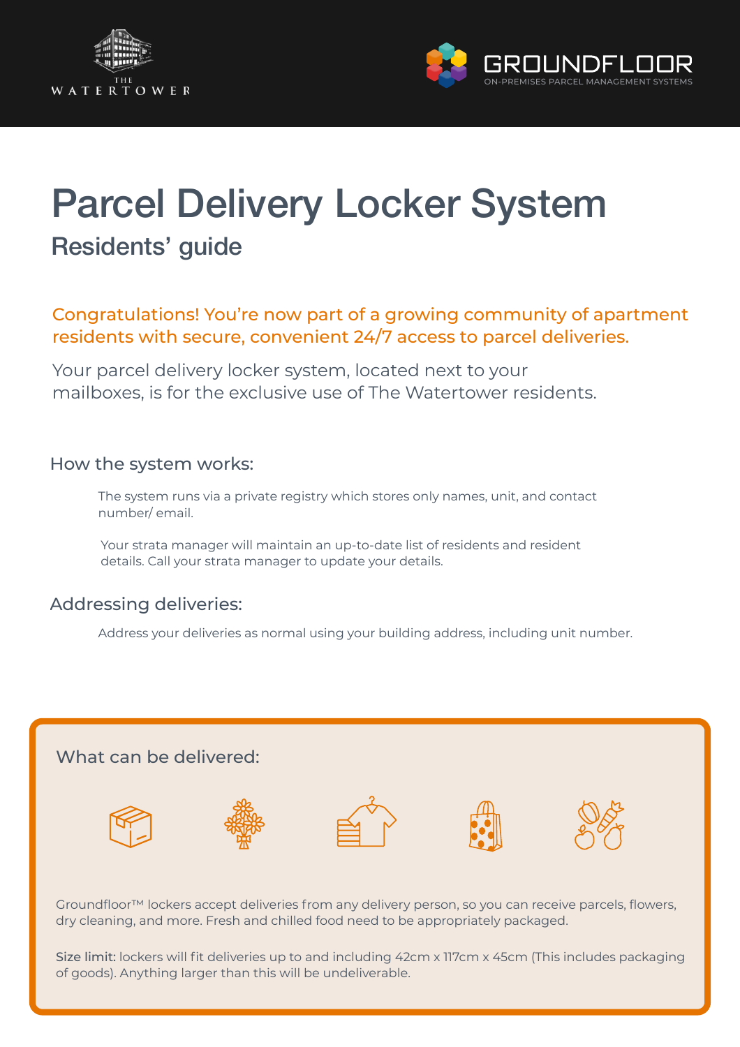THE WATERTOWER

GROUNDFLOOR
ON-PREMISES PARCEL MANAGEMENT SYSTEMS

# Parcel Delivery Locker System

## Residents' guide

**Congratulations! You're now part of a growing community of apartment residents with secure, convenient 24/7 access to parcel deliveries.**

Your parcel delivery locker system, located next to your mailboxes, is for the exclusive use of The Watertower residents.

### How the system works:

The system runs via a private registry which stores only names, unit, and contact number/ email.

Your strata manager will maintain an up-to-date list of residents and resident details. Call your strata manager to update your details.

### Addressing deliveries:

Address your deliveries as normal using your building address, including unit number.

### What can be delivered:

Groundfloor™ lockers accept deliveries from any delivery person, so you can receive parcels, flowers, dry cleaning, and more. Fresh and chilled food need to be appropriately packaged.

**Size limit:** lockers will fit deliveries up to and including 42cm x 117cm x 45cm (This includes packaging of goods). Anything larger than this will be undeliverable.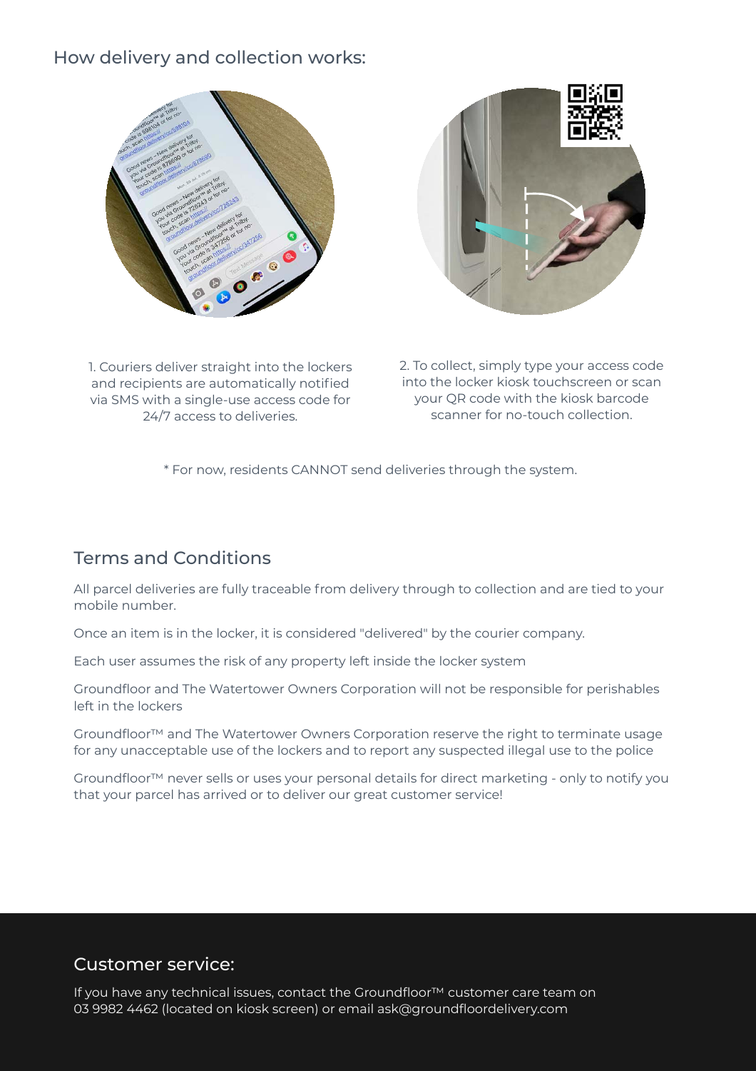## How delivery and collection works:

1. Couriers deliver straight into the lockers and recipients are automatically notified via SMS with a single-use access code for 24/7 access to deliveries.

2. To collect, simply type your access code into the locker kiosk touchscreen or scan your QR code with the kiosk barcode scanner for no-touch collection.

* For now, residents CANNOT send deliveries through the system.

## Terms and Conditions

All parcel deliveries are fully traceable from delivery through to collection and are tied to your mobile number.

Once an item is in the locker, it is considered "delivered" by the courier company.

Each user assumes the risk of any property left inside the locker system

Groundfloor and The Watertower Owners Corporation will not be responsible for perishables left in the lockers

Groundfloor™ and The Watertower Owners Corporation reserve the right to terminate usage for any unacceptable use of the lockers and to report any suspected illegal use to the police

Groundfloor™ never sells or uses your personal details for direct marketing - only to notify you that your parcel has arrived or to deliver our great customer service!

## Customer service:

If you have any technical issues, contact the Groundfloor™ customer care team on 03 9982 4462 (located on kiosk screen) or email ask@groundfloordelivery.com